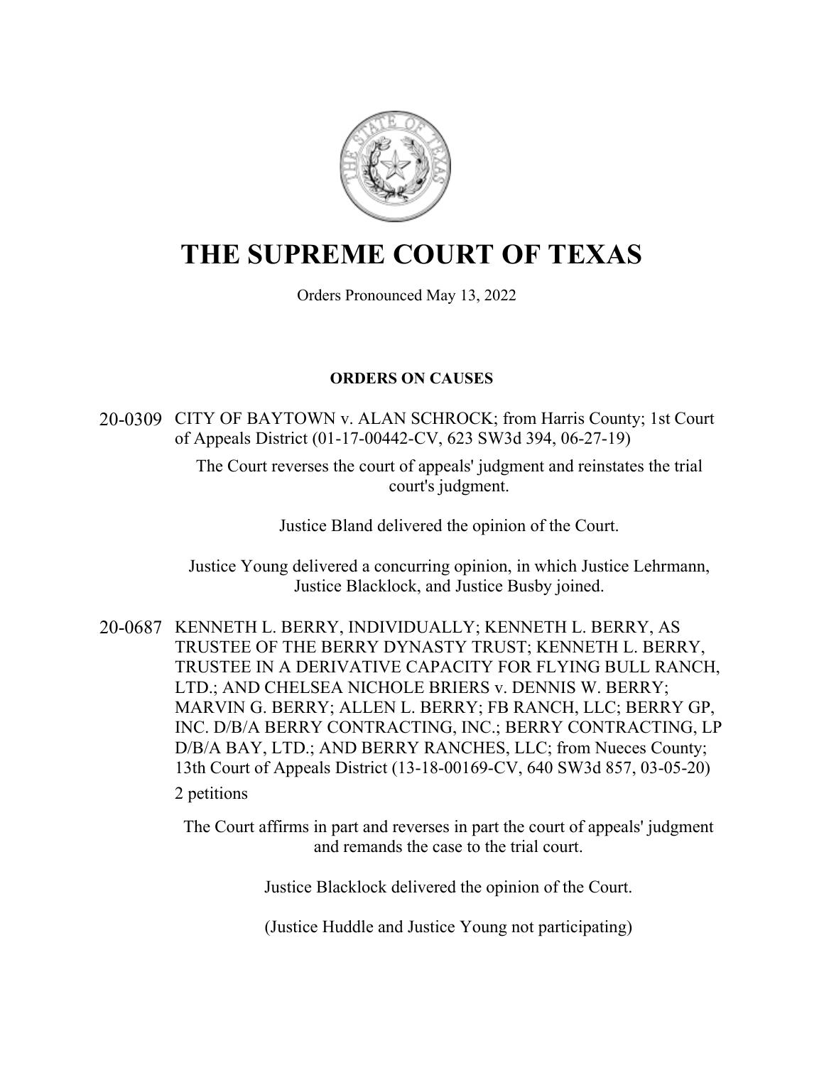# THE SUPREME COURT OF TEXAS

Orders Pronounced May 13, 2022

## ORDERS ON CAUSES

20-0309 CITY OF BAYTOWN v. ALAN SCHROCK; from Harris County; 1st Court of Appeals District (01-17-00442-CV, 623 SW3d 394, 06-27-19)

The Court reverses the court of appeals' judgment and reinstates the trial court's judgment.

Justice Bland delivered the opinion of the Court.

Justice Young delivered a concurring opinion, in which Justice Lehrmann, Justice Blacklock, and Justice Busby joined.

20-0687 KENNETH L. BERRY, INDIVIDUALLY; KENNETH L. BERRY, AS TRUSTEE OF THE BERRY DYNASTY TRUST; KENNETH L. BERRY, TRUSTEE IN A DERIVATIVE CAPACITY FOR FLYING BULL RANCH, LTD.; AND CHELSEA NICHOLE BRIERS v. DENNIS W. BERRY; MARVIN G. BERRY; ALLEN L. BERRY; FB RANCH, LLC; BERRY GP, INC. D/B/A BERRY CONTRACTING, INC.; BERRY CONTRACTING, LP D/B/A BAY, LTD.; AND BERRY RANCHES, LLC; from Nueces County; 13th Court of Appeals District (13-18-00169-CV, 640 SW3d 857, 03-05-20)

2 petitions

The Court affirms in part and reverses in part the court of appeals' judgment and remands the case to the trial court.

Justice Blacklock delivered the opinion of the Court.

(Justice Huddle and Justice Young not participating)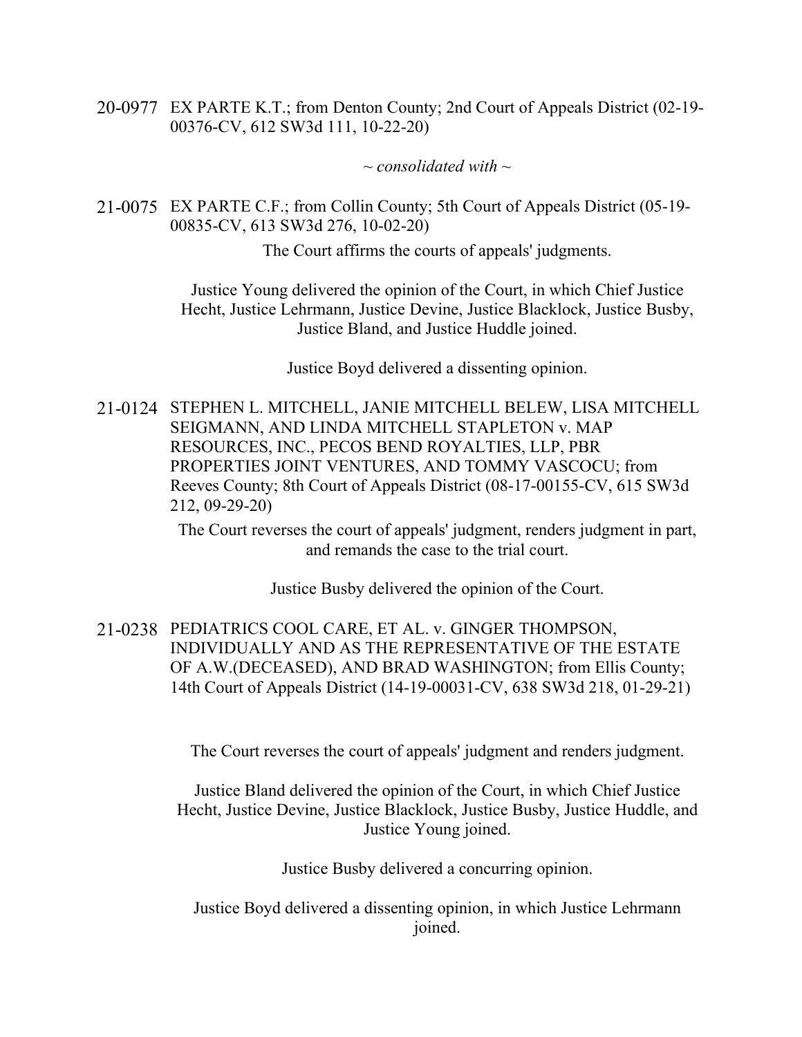20-0977 EX PARTE K.T.; from Denton County; 2nd Court of Appeals District (02-19-00376-CV, 612 SW3d 111, 10-22-20)

*~ consolidated with ~*

21-0075 EX PARTE C.F.; from Collin County; 5th Court of Appeals District (05-19-00835-CV, 613 SW3d 276, 10-02-20)

The Court affirms the courts of appeals' judgments.

Justice Young delivered the opinion of the Court, in which Chief Justice Hecht, Justice Lehrmann, Justice Devine, Justice Blacklock, Justice Busby, Justice Bland, and Justice Huddle joined.

Justice Boyd delivered a dissenting opinion.

21-0124 STEPHEN L. MITCHELL, JANIE MITCHELL BELEW, LISA MITCHELL SEIGMANN, AND LINDA MITCHELL STAPLETON v. MAP RESOURCES, INC., PECOS BEND ROYALTIES, LLP, PBR PROPERTIES JOINT VENTURES, AND TOMMY VASCOCU; from Reeves County; 8th Court of Appeals District (08-17-00155-CV, 615 SW3d 212, 09-29-20)

The Court reverses the court of appeals' judgment, renders judgment in part, and remands the case to the trial court.

Justice Busby delivered the opinion of the Court.

21-0238 PEDIATRICS COOL CARE, ET AL. v. GINGER THOMPSON, INDIVIDUALLY AND AS THE REPRESENTATIVE OF THE ESTATE OF A.W.(DECEASED), AND BRAD WASHINGTON; from Ellis County; 14th Court of Appeals District (14-19-00031-CV, 638 SW3d 218, 01-29-21)

The Court reverses the court of appeals' judgment and renders judgment.

Justice Bland delivered the opinion of the Court, in which Chief Justice Hecht, Justice Devine, Justice Blacklock, Justice Busby, Justice Huddle, and Justice Young joined.

Justice Busby delivered a concurring opinion.

Justice Boyd delivered a dissenting opinion, in which Justice Lehrmann joined.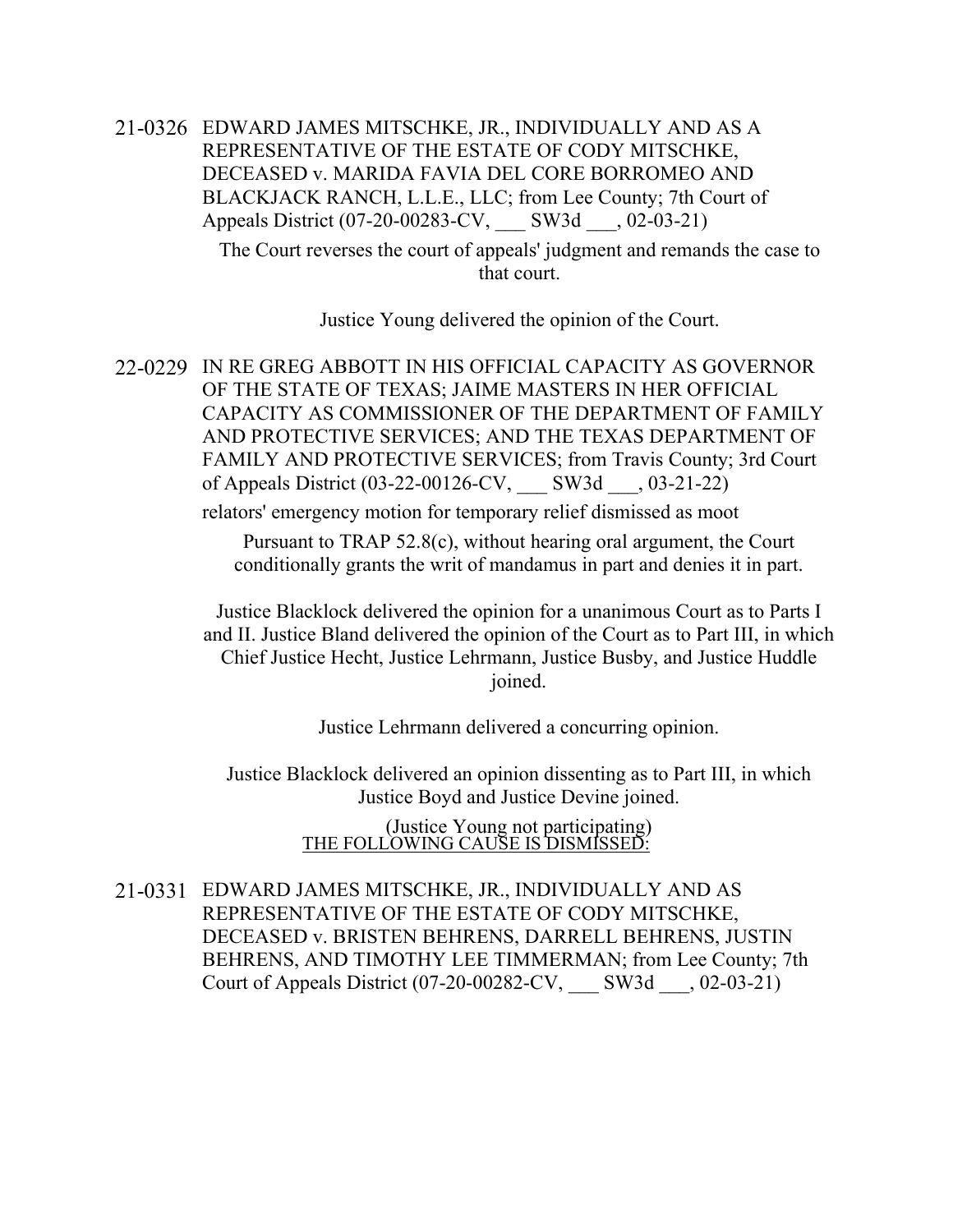21-0326 EDWARD JAMES MITSCHKE, JR., INDIVIDUALLY AND AS A REPRESENTATIVE OF THE ESTATE OF CODY MITSCHKE, DECEASED v. MARIDA FAVIA DEL CORE BORROMEO AND BLACKJACK RANCH, L.L.E., LLC; from Lee County; 7th Court of Appeals District (07-20-00283-CV, ___ SW3d ___, 02-03-21)

The Court reverses the court of appeals' judgment and remands the case to that court.

Justice Young delivered the opinion of the Court.

22-0229 IN RE GREG ABBOTT IN HIS OFFICIAL CAPACITY AS GOVERNOR OF THE STATE OF TEXAS; JAIME MASTERS IN HER OFFICIAL CAPACITY AS COMMISSIONER OF THE DEPARTMENT OF FAMILY AND PROTECTIVE SERVICES; AND THE TEXAS DEPARTMENT OF FAMILY AND PROTECTIVE SERVICES; from Travis County; 3rd Court of Appeals District (03-22-00126-CV, ___ SW3d ___, 03-21-22)

relators' emergency motion for temporary relief dismissed as moot

Pursuant to TRAP 52.8(c), without hearing oral argument, the Court conditionally grants the writ of mandamus in part and denies it in part.

Justice Blacklock delivered the opinion for a unanimous Court as to Parts I and II. Justice Bland delivered the opinion of the Court as to Part III, in which Chief Justice Hecht, Justice Lehrmann, Justice Busby, and Justice Huddle joined.

Justice Lehrmann delivered a concurring opinion.

Justice Blacklock delivered an opinion dissenting as to Part III, in which Justice Boyd and Justice Devine joined.

(Justice Young not participating)

THE FOLLOWING CAUSE IS DISMISSED:

21-0331 EDWARD JAMES MITSCHKE, JR., INDIVIDUALLY AND AS REPRESENTATIVE OF THE ESTATE OF CODY MITSCHKE, DECEASED v. BRISTEN BEHRENS, DARRELL BEHRENS, JUSTIN BEHRENS, AND TIMOTHY LEE TIMMERMAN; from Lee County; 7th Court of Appeals District (07-20-00282-CV, ___ SW3d ___, 02-03-21)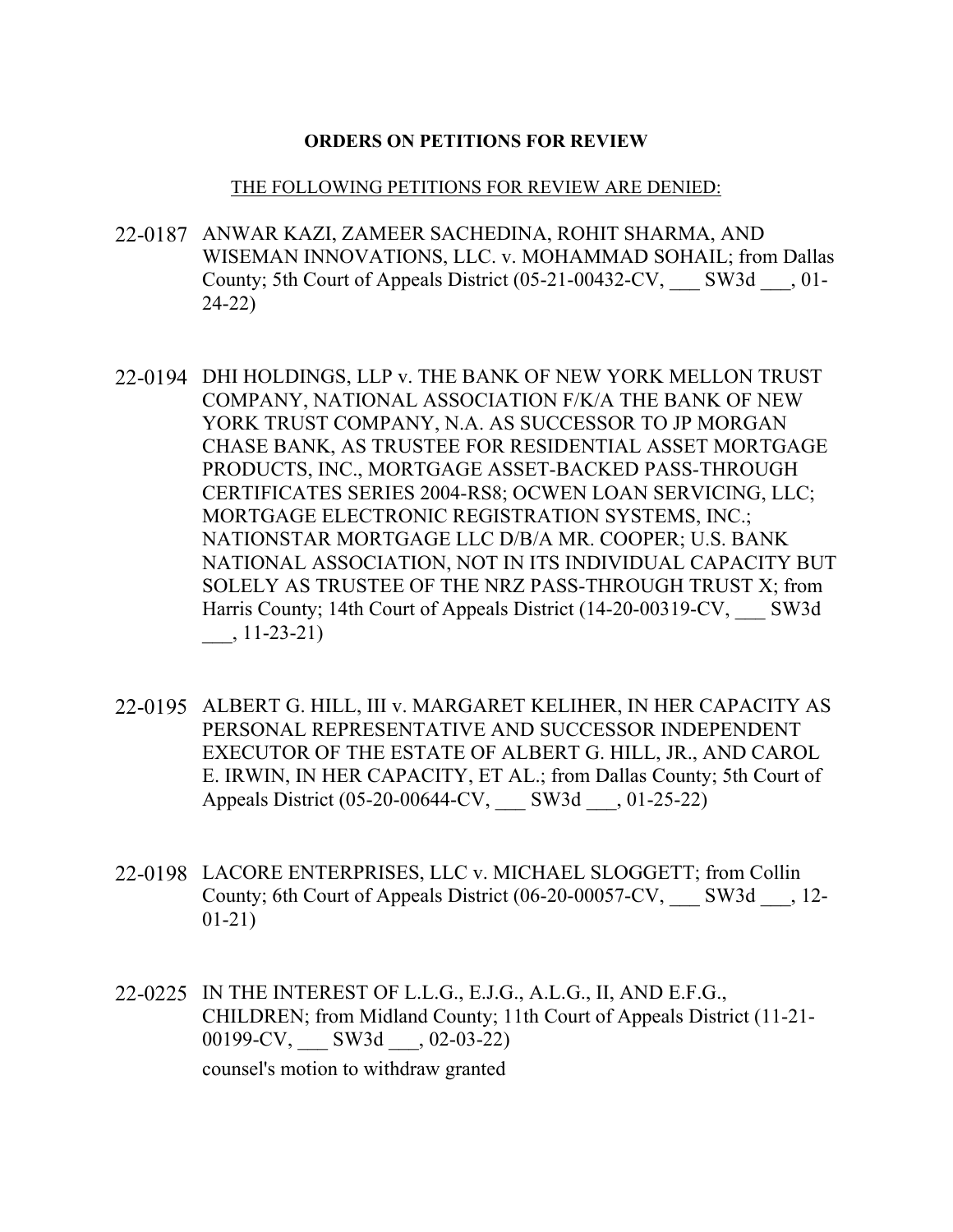**ORDERS ON PETITIONS FOR REVIEW**

THE FOLLOWING PETITIONS FOR REVIEW ARE DENIED:

22-0187 ANWAR KAZI, ZAMEER SACHEDINA, ROHIT SHARMA, AND WISEMAN INNOVATIONS, LLC. v. MOHAMMAD SOHAIL; from Dallas County; 5th Court of Appeals District (05-21-00432-CV, ___ SW3d ___, 01-24-22)

22-0194 DHI HOLDINGS, LLP v. THE BANK OF NEW YORK MELLON TRUST COMPANY, NATIONAL ASSOCIATION F/K/A THE BANK OF NEW YORK TRUST COMPANY, N.A. AS SUCCESSOR TO JP MORGAN CHASE BANK, AS TRUSTEE FOR RESIDENTIAL ASSET MORTGAGE PRODUCTS, INC., MORTGAGE ASSET-BACKED PASS-THROUGH CERTIFICATES SERIES 2004-RS8; OCWEN LOAN SERVICING, LLC; MORTGAGE ELECTRONIC REGISTRATION SYSTEMS, INC.; NATIONSTAR MORTGAGE LLC D/B/A MR. COOPER; U.S. BANK NATIONAL ASSOCIATION, NOT IN ITS INDIVIDUAL CAPACITY BUT SOLELY AS TRUSTEE OF THE NRZ PASS-THROUGH TRUST X; from Harris County; 14th Court of Appeals District (14-20-00319-CV, ___ SW3d ___, 11-23-21)

22-0195 ALBERT G. HILL, III v. MARGARET KELIHER, IN HER CAPACITY AS PERSONAL REPRESENTATIVE AND SUCCESSOR INDEPENDENT EXECUTOR OF THE ESTATE OF ALBERT G. HILL, JR., AND CAROL E. IRWIN, IN HER CAPACITY, ET AL.; from Dallas County; 5th Court of Appeals District (05-20-00644-CV, ___ SW3d ___, 01-25-22)

22-0198 LACORE ENTERPRISES, LLC v. MICHAEL SLOGGETT; from Collin County; 6th Court of Appeals District (06-20-00057-CV, ___ SW3d ___, 12-01-21)

22-0225 IN THE INTEREST OF L.L.G., E.J.G., A.L.G., II, AND E.F.G., CHILDREN; from Midland County; 11th Court of Appeals District (11-21-00199-CV, ___ SW3d ___, 02-03-22)
counsel's motion to withdraw granted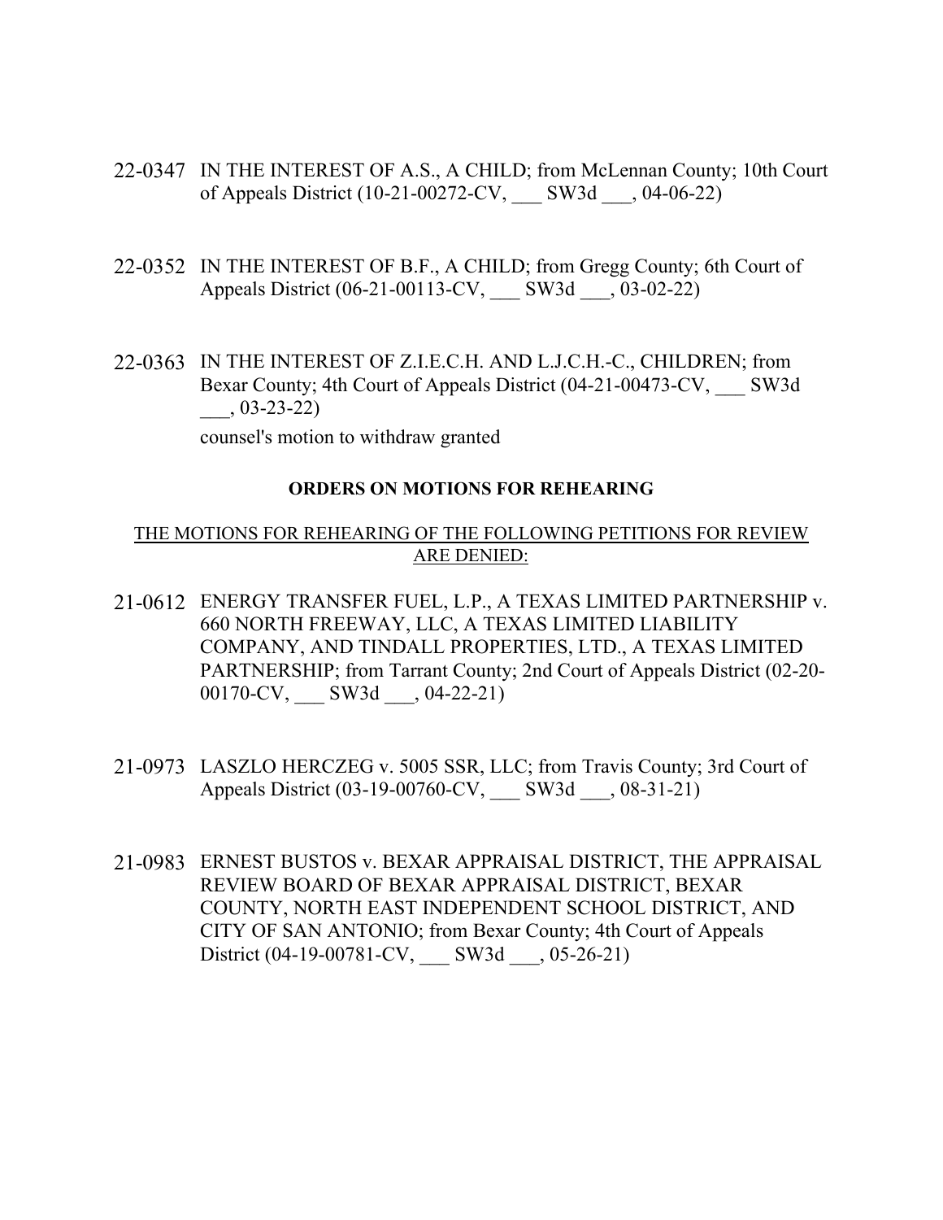22-0347 IN THE INTEREST OF A.S., A CHILD; from McLennan County; 10th Court of Appeals District (10-21-00272-CV, ___ SW3d ___, 04-06-22)

22-0352 IN THE INTEREST OF B.F., A CHILD; from Gregg County; 6th Court of Appeals District (06-21-00113-CV, ___ SW3d ___, 03-02-22)

22-0363 IN THE INTEREST OF Z.I.E.C.H. AND L.J.C.H.-C., CHILDREN; from Bexar County; 4th Court of Appeals District (04-21-00473-CV, ___ SW3d ___, 03-23-22)

counsel's motion to withdraw granted

**ORDERS ON MOTIONS FOR REHEARING**

THE MOTIONS FOR REHEARING OF THE FOLLOWING PETITIONS FOR REVIEW ARE DENIED:

21-0612 ENERGY TRANSFER FUEL, L.P., A TEXAS LIMITED PARTNERSHIP v. 660 NORTH FREEWAY, LLC, A TEXAS LIMITED LIABILITY COMPANY, AND TINDALL PROPERTIES, LTD., A TEXAS LIMITED PARTNERSHIP; from Tarrant County; 2nd Court of Appeals District (02-20-00170-CV, ___ SW3d ___, 04-22-21)

21-0973 LASZLO HERCZEG v. 5005 SSR, LLC; from Travis County; 3rd Court of Appeals District (03-19-00760-CV, ___ SW3d ___, 08-31-21)

21-0983 ERNEST BUSTOS v. BEXAR APPRAISAL DISTRICT, THE APPRAISAL REVIEW BOARD OF BEXAR APPRAISAL DISTRICT, BEXAR COUNTY, NORTH EAST INDEPENDENT SCHOOL DISTRICT, AND CITY OF SAN ANTONIO; from Bexar County; 4th Court of Appeals District (04-19-00781-CV, ___ SW3d ___, 05-26-21)